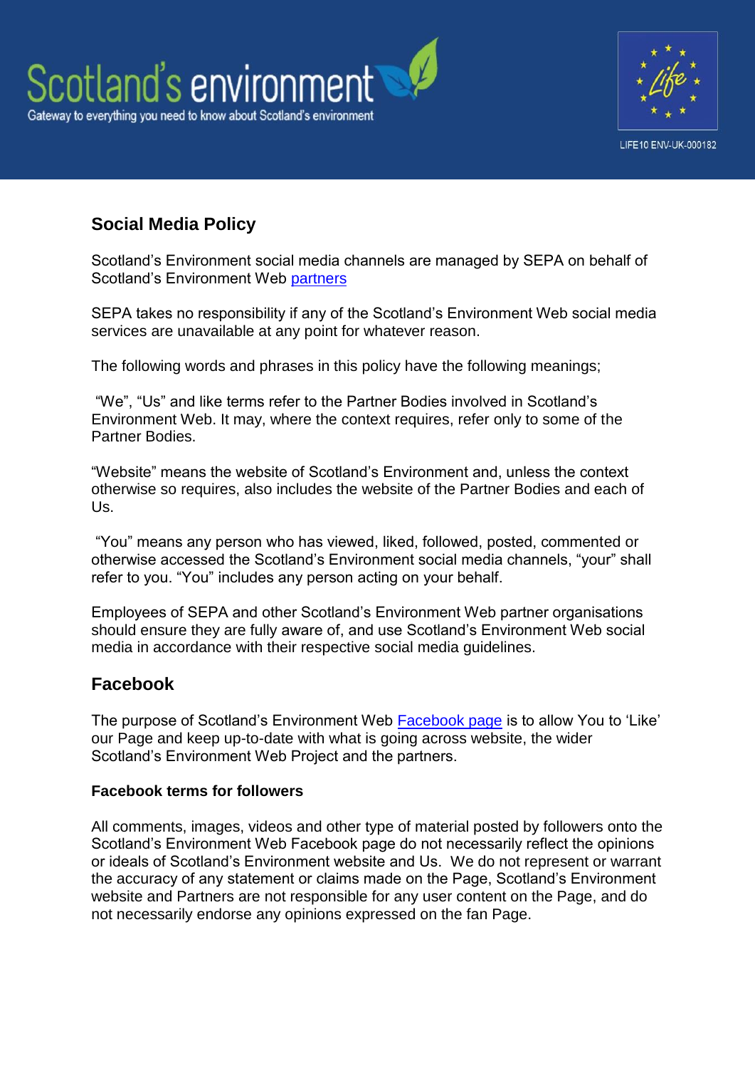Scotland's environment

Gateway to everything you need to know about Scotland's environment

LIFE10 ENV-UK-000182

## Social Media Policy

Scotland's Environment social media channels are managed by SEPA on behalf of Scotland's Environment Web partners

SEPA takes no responsibility if any of the Scotland's Environment Web social media services are unavailable at any point for whatever reason.

The following words and phrases in this policy have the following meanings;

"We", "Us" and like terms refer to the Partner Bodies involved in Scotland's Environment Web. It may, where the context requires, refer only to some of the Partner Bodies.

"Website" means the website of Scotland's Environment and, unless the context otherwise so requires, also includes the website of the Partner Bodies and each of Us.

"You" means any person who has viewed, liked, followed, posted, commented or otherwise accessed the Scotland's Environment social media channels, "your" shall refer to you. "You" includes any person acting on your behalf.

Employees of SEPA and other Scotland's Environment Web partner organisations should ensure they are fully aware of, and use Scotland's Environment Web social media in accordance with their respective social media guidelines.

## Facebook

The purpose of Scotland's Environment Web Facebook page is to allow You to 'Like' our Page and keep up-to-date with what is going across website, the wider Scotland's Environment Web Project and the partners.

### Facebook terms for followers

All comments, images, videos and other type of material posted by followers onto the Scotland's Environment Web Facebook page do not necessarily reflect the opinions or ideals of Scotland's Environment website and Us.  We do not represent or warrant the accuracy of any statement or claims made on the Page, Scotland's Environment website and Partners are not responsible for any user content on the Page, and do not necessarily endorse any opinions expressed on the fan Page.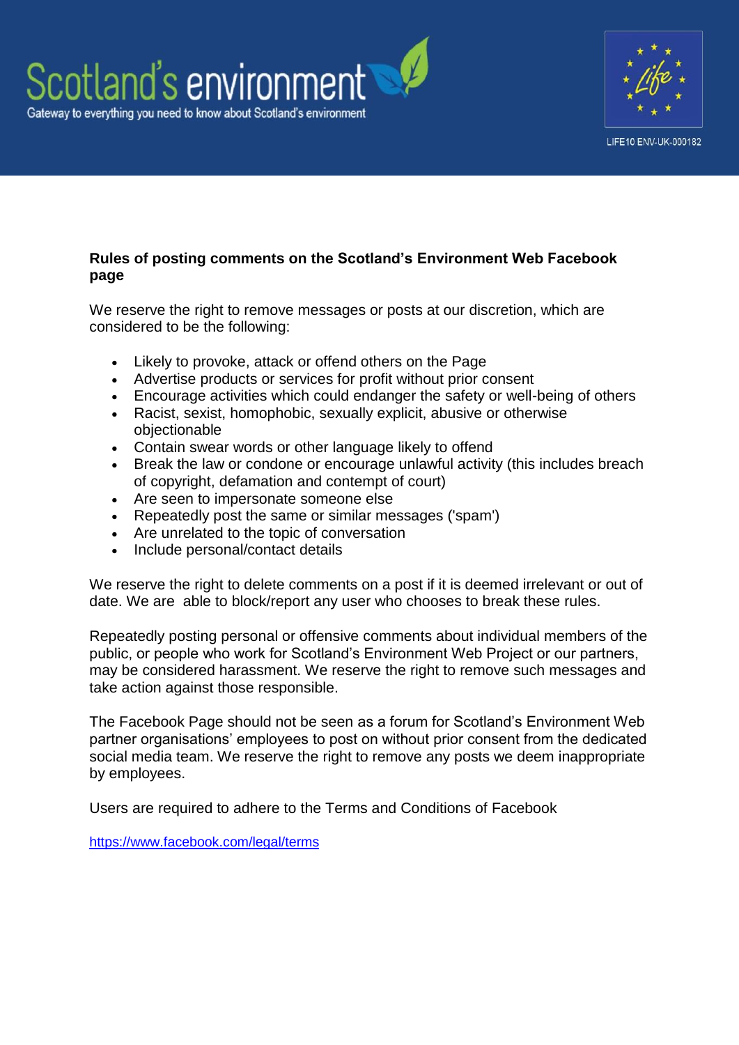**Rules of posting comments on the Scotland's Environment Web Facebook page**

We reserve the right to remove messages or posts at our discretion, which are considered to be the following:

- Likely to provoke, attack or offend others on the Page
- Advertise products or services for profit without prior consent
- Encourage activities which could endanger the safety or well-being of others
- Racist, sexist, homophobic, sexually explicit, abusive or otherwise objectionable
- Contain swear words or other language likely to offend
- Break the law or condone or encourage unlawful activity (this includes breach of copyright, defamation and contempt of court)
- Are seen to impersonate someone else
- Repeatedly post the same or similar messages ('spam')
- Are unrelated to the topic of conversation
- Include personal/contact details

We reserve the right to delete comments on a post if it is deemed irrelevant or out of date. We are able to block/report any user who chooses to break these rules.

Repeatedly posting personal or offensive comments about individual members of the public, or people who work for Scotland's Environment Web Project or our partners, may be considered harassment. We reserve the right to remove such messages and take action against those responsible.

The Facebook Page should not be seen as a forum for Scotland's Environment Web partner organisations' employees to post on without prior consent from the dedicated social media team. We reserve the right to remove any posts we deem inappropriate by employees.

Users are required to adhere to the Terms and Conditions of Facebook

https://www.facebook.com/legal/terms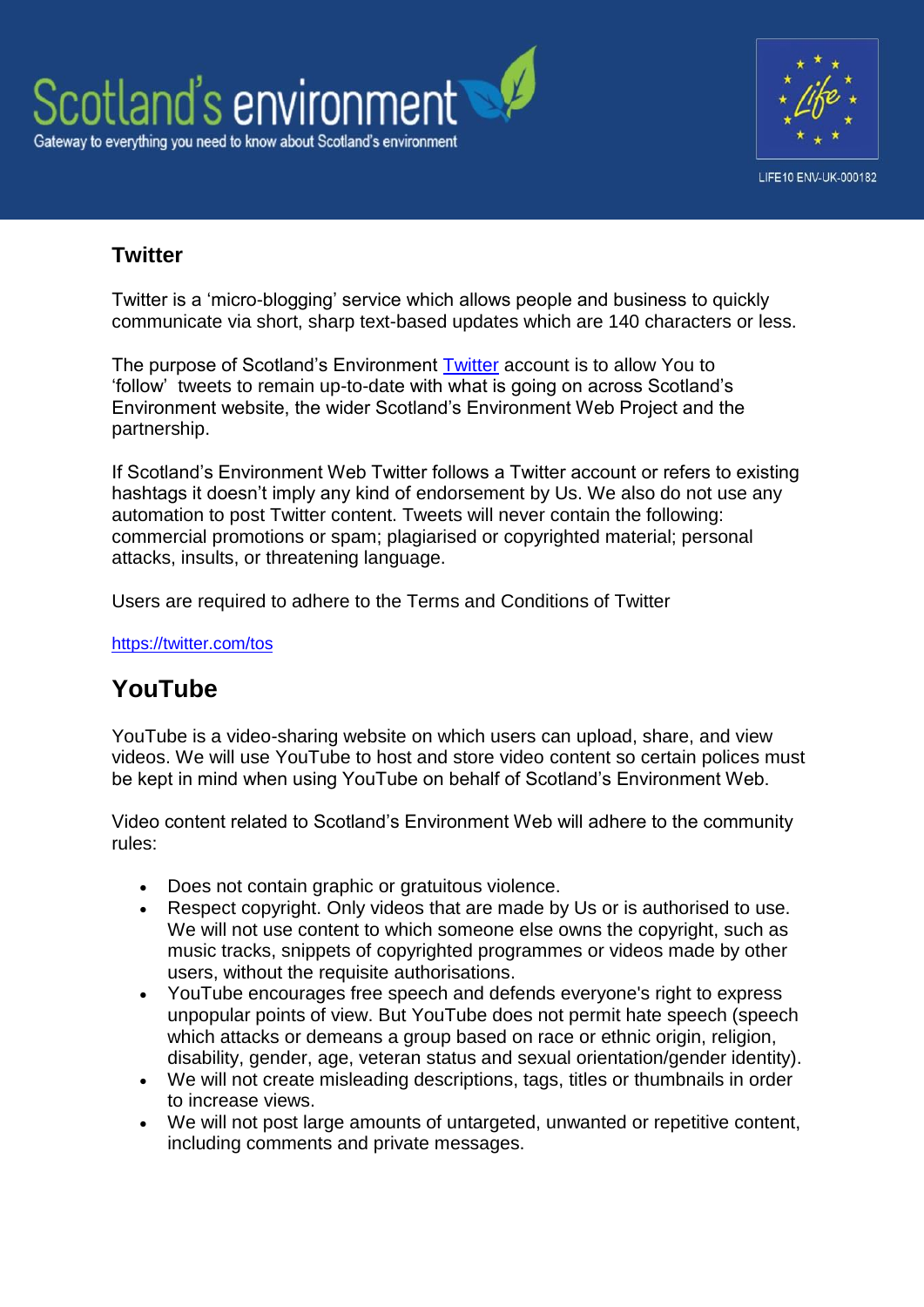### Twitter

Twitter is a 'micro-blogging' service which allows people and business to quickly communicate via short, sharp text-based updates which are 140 characters or less.

The purpose of Scotland's Environment Twitter account is to allow You to 'follow' tweets to remain up-to-date with what is going on across Scotland's Environment website, the wider Scotland's Environment Web Project and the partnership.

If Scotland's Environment Web Twitter follows a Twitter account or refers to existing hashtags it doesn't imply any kind of endorsement by Us. We also do not use any automation to post Twitter content. Tweets will never contain the following: commercial promotions or spam; plagiarised or copyrighted material; personal attacks, insults, or threatening language.

Users are required to adhere to the Terms and Conditions of Twitter

https://twitter.com/tos

## YouTube

YouTube is a video-sharing website on which users can upload, share, and view videos. We will use YouTube to host and store video content so certain polices must be kept in mind when using YouTube on behalf of Scotland's Environment Web.

Video content related to Scotland's Environment Web will adhere to the community rules:

- Does not contain graphic or gratuitous violence.
- Respect copyright. Only videos that are made by Us or is authorised to use. We will not use content to which someone else owns the copyright, such as music tracks, snippets of copyrighted programmes or videos made by other users, without the requisite authorisations.
- YouTube encourages free speech and defends everyone's right to express unpopular points of view. But YouTube does not permit hate speech (speech which attacks or demeans a group based on race or ethnic origin, religion, disability, gender, age, veteran status and sexual orientation/gender identity).
- We will not create misleading descriptions, tags, titles or thumbnails in order to increase views.
- We will not post large amounts of untargeted, unwanted or repetitive content, including comments and private messages.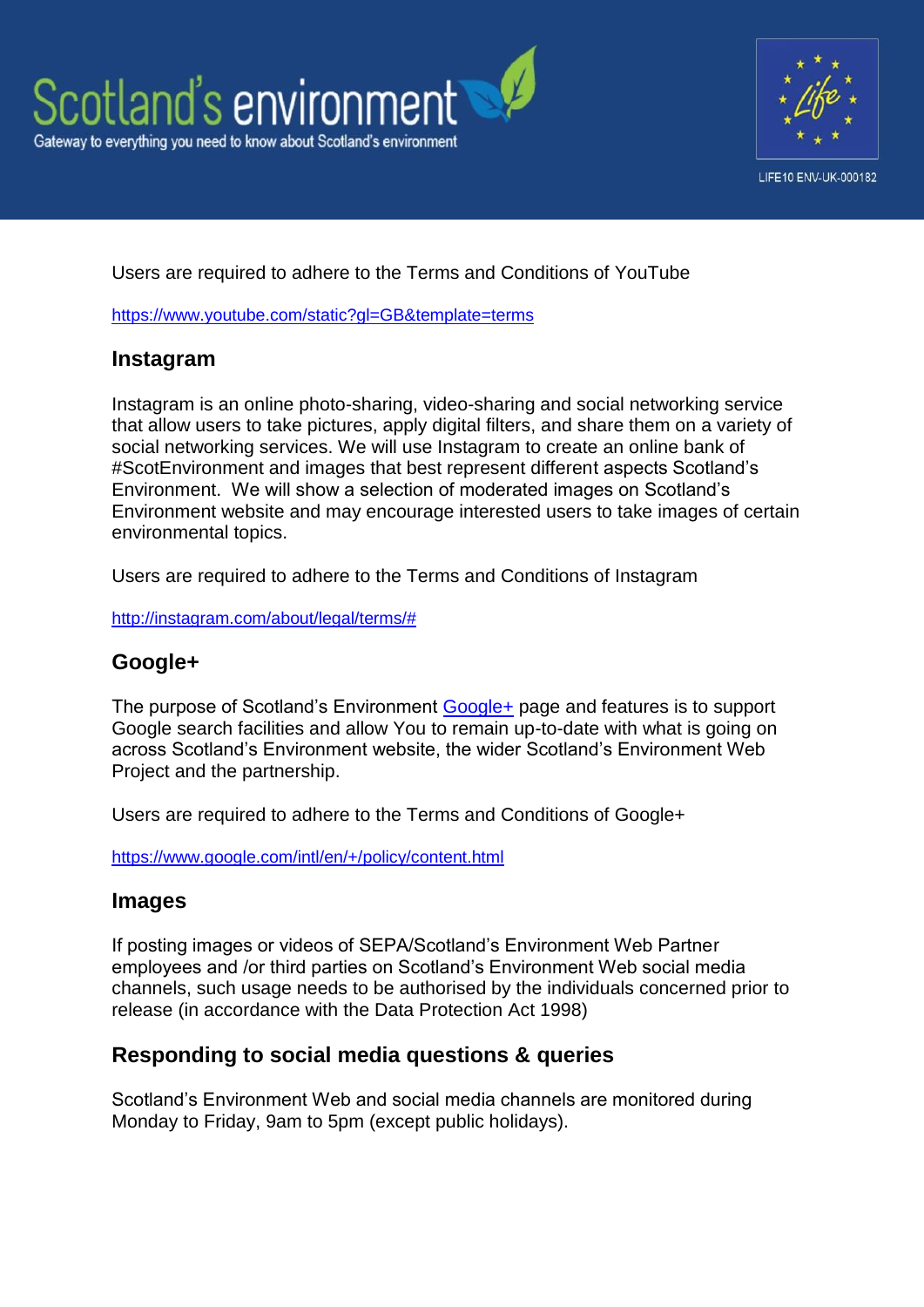Users are required to adhere to the Terms and Conditions of YouTube

https://www.youtube.com/static?gl=GB&template=terms

## Instagram

Instagram is an online photo-sharing, video-sharing and social networking service that allow users to take pictures, apply digital filters, and share them on a variety of social networking services. We will use Instagram to create an online bank of #ScotEnvironment and images that best represent different aspects Scotland's Environment. We will show a selection of moderated images on Scotland's Environment website and may encourage interested users to take images of certain environmental topics.

Users are required to adhere to the Terms and Conditions of Instagram

http://instagram.com/about/legal/terms/#

## Google+

The purpose of Scotland's Environment Google+ page and features is to support Google search facilities and allow You to remain up-to-date with what is going on across Scotland's Environment website, the wider Scotland's Environment Web Project and the partnership.

Users are required to adhere to the Terms and Conditions of Google+

https://www.google.com/intl/en/+/policy/content.html

## Images

If posting images or videos of SEPA/Scotland's Environment Web Partner employees and /or third parties on Scotland's Environment Web social media channels, such usage needs to be authorised by the individuals concerned prior to release (in accordance with the Data Protection Act 1998)

## Responding to social media questions & queries

Scotland's Environment Web and social media channels are monitored during Monday to Friday, 9am to 5pm (except public holidays).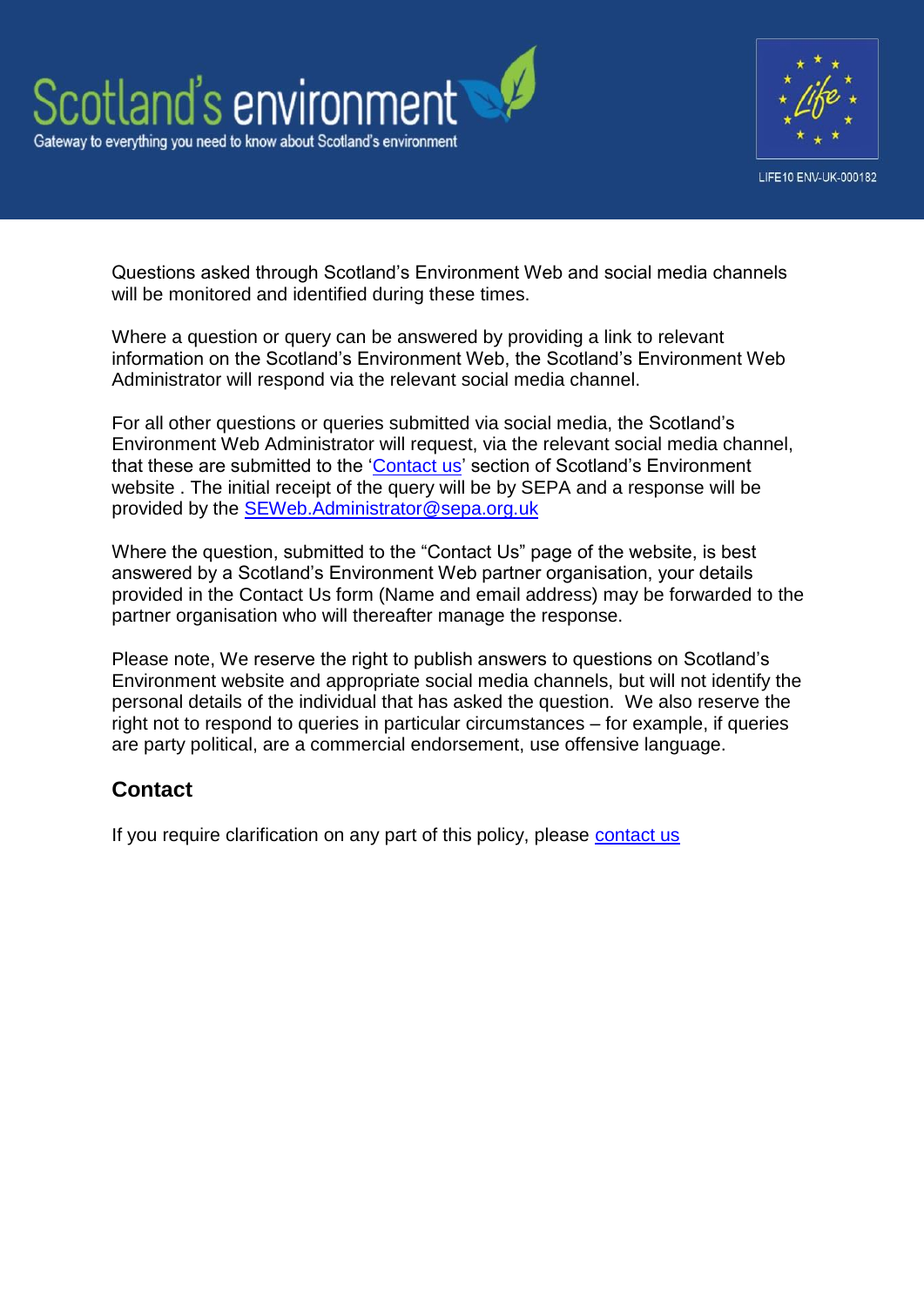Questions asked through Scotland's Environment Web and social media channels will be monitored and identified during these times.

Where a question or query can be answered by providing a link to relevant information on the Scotland's Environment Web, the Scotland's Environment Web Administrator will respond via the relevant social media channel.

For all other questions or queries submitted via social media, the Scotland's Environment Web Administrator will request, via the relevant social media channel, that these are submitted to the 'Contact us' section of Scotland's Environment website . The initial receipt of the query will be by SEPA and a response will be provided by the SEWeb.Administrator@sepa.org.uk

Where the question, submitted to the "Contact Us" page of the website, is best answered by a Scotland's Environment Web partner organisation, your details provided in the Contact Us form (Name and email address) may be forwarded to the partner organisation who will thereafter manage the response.

Please note, We reserve the right to publish answers to questions on Scotland's Environment website and appropriate social media channels, but will not identify the personal details of the individual that has asked the question. We also reserve the right not to respond to queries in particular circumstances – for example, if queries are party political, are a commercial endorsement, use offensive language.

## Contact

If you require clarification on any part of this policy, please contact us